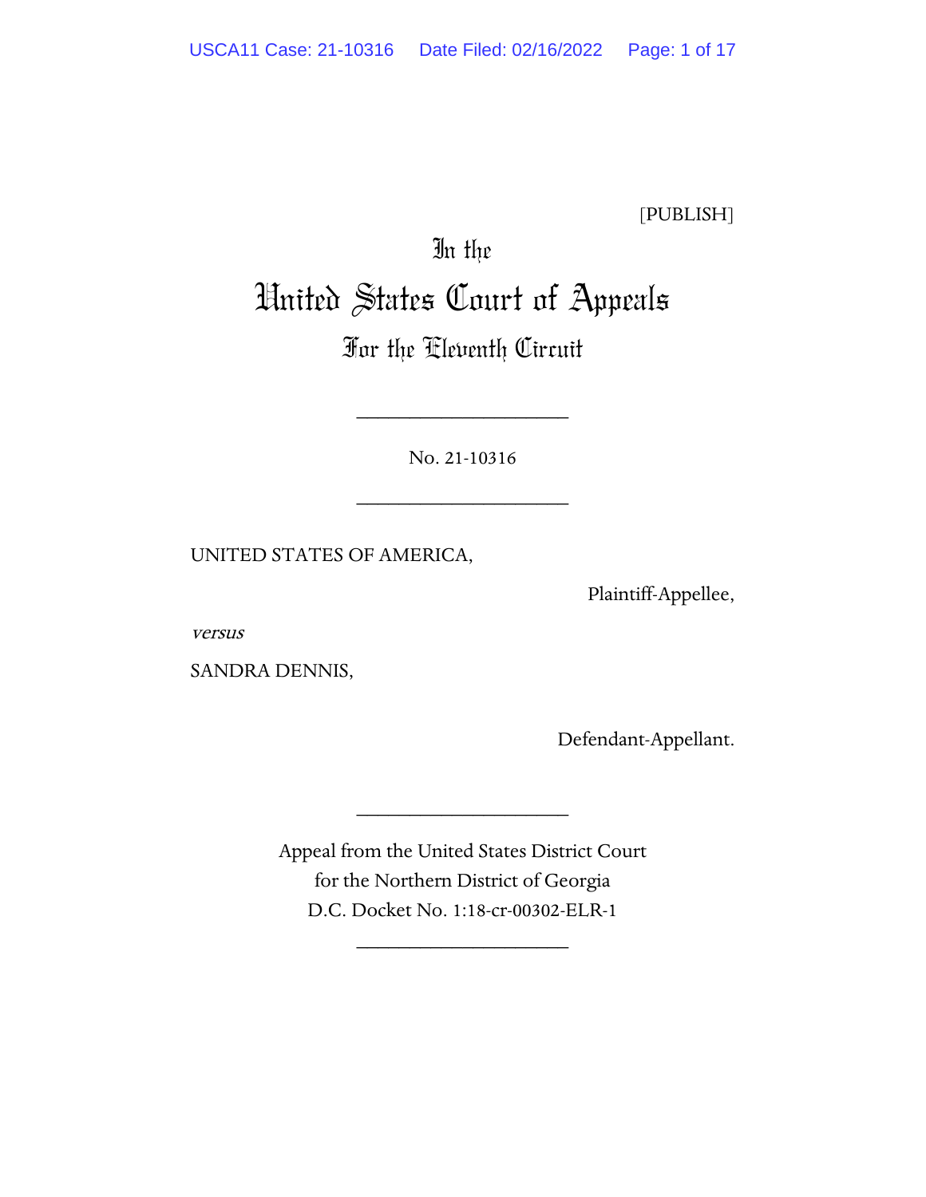[PUBLISH]

# In the
# United States Court of Appeals
## For the Eleventh Circuit

---

No. 21-10316

---

UNITED STATES OF AMERICA,

Plaintiff-Appellee,

*versus*

SANDRA DENNIS,

Defendant-Appellant.

---

Appeal from the United States District Court
for the Northern District of Georgia
D.C. Docket No. 1:18-cr-00302-ELR-1

---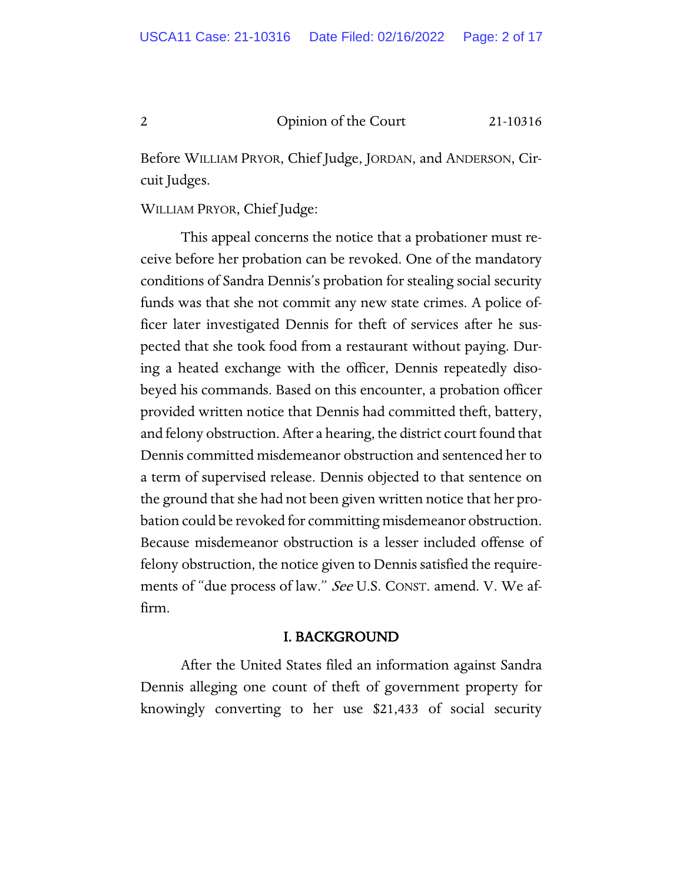Before WILLIAM PRYOR, Chief Judge, JORDAN, and ANDERSON, Circuit Judges.

WILLIAM PRYOR, Chief Judge:

This appeal concerns the notice that a probationer must receive before her probation can be revoked. One of the mandatory conditions of Sandra Dennis's probation for stealing social security funds was that she not commit any new state crimes. A police officer later investigated Dennis for theft of services after he suspected that she took food from a restaurant without paying. During a heated exchange with the officer, Dennis repeatedly disobeyed his commands. Based on this encounter, a probation officer provided written notice that Dennis had committed theft, battery, and felony obstruction. After a hearing, the district court found that Dennis committed misdemeanor obstruction and sentenced her to a term of supervised release. Dennis objected to that sentence on the ground that she had not been given written notice that her probation could be revoked for committing misdemeanor obstruction. Because misdemeanor obstruction is a lesser included offense of felony obstruction, the notice given to Dennis satisfied the requirements of "due process of law." *See* U.S. CONST. amend. V. We affirm.

## I. BACKGROUND

After the United States filed an information against Sandra Dennis alleging one count of theft of government property for knowingly converting to her use $21,433 of social security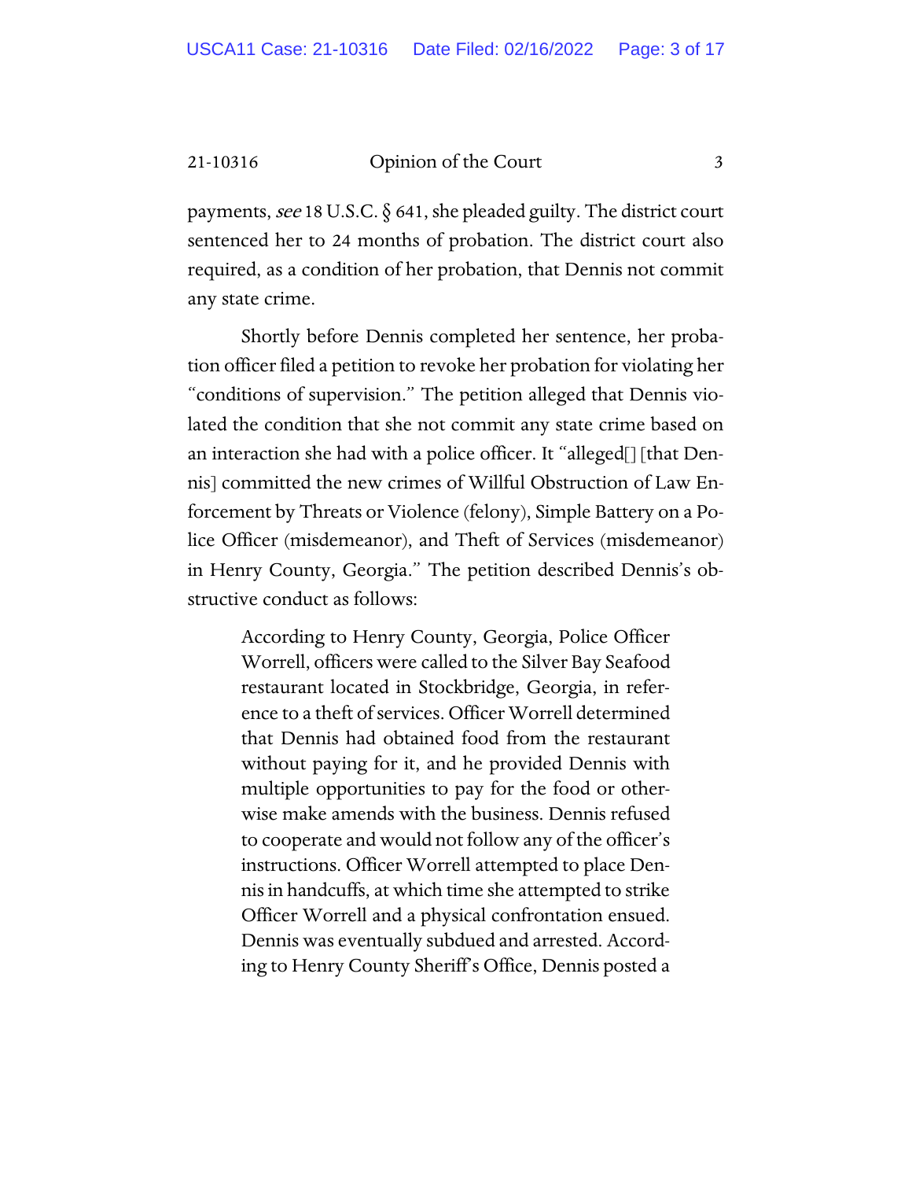payments, *see* 18 U.S.C. § 641, she pleaded guilty. The district court sentenced her to 24 months of probation. The district court also required, as a condition of her probation, that Dennis not commit any state crime.

Shortly before Dennis completed her sentence, her probation officer filed a petition to revoke her probation for violating her "conditions of supervision." The petition alleged that Dennis violated the condition that she not commit any state crime based on an interaction she had with a police officer. It "alleged[] [that Dennis] committed the new crimes of Willful Obstruction of Law Enforcement by Threats or Violence (felony), Simple Battery on a Police Officer (misdemeanor), and Theft of Services (misdemeanor) in Henry County, Georgia." The petition described Dennis's obstructive conduct as follows:

> According to Henry County, Georgia, Police Officer Worrell, officers were called to the Silver Bay Seafood restaurant located in Stockbridge, Georgia, in reference to a theft of services. Officer Worrell determined that Dennis had obtained food from the restaurant without paying for it, and he provided Dennis with multiple opportunities to pay for the food or otherwise make amends with the business. Dennis refused to cooperate and would not follow any of the officer's instructions. Officer Worrell attempted to place Dennis in handcuffs, at which time she attempted to strike Officer Worrell and a physical confrontation ensued. Dennis was eventually subdued and arrested. According to Henry County Sheriff's Office, Dennis posted a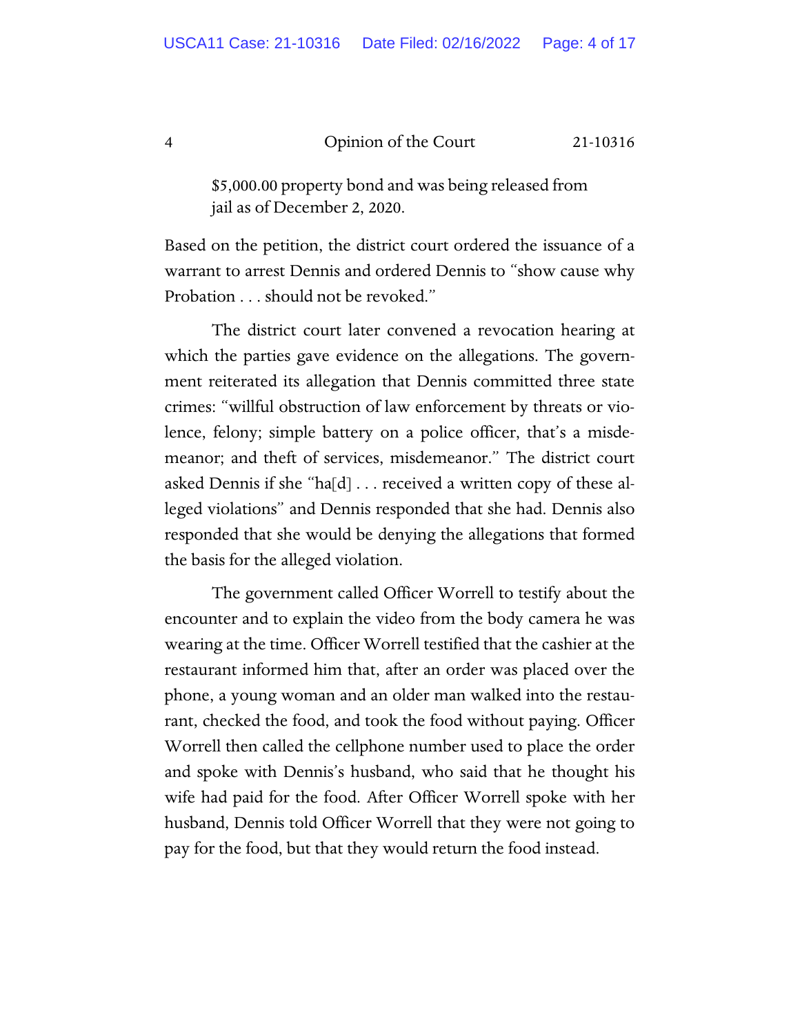> $5,000.00 property bond and was being released from jail as of December 2, 2020.

Based on the petition, the district court ordered the issuance of a warrant to arrest Dennis and ordered Dennis to "show cause why Probation . . . should not be revoked."

The district court later convened a revocation hearing at which the parties gave evidence on the allegations. The government reiterated its allegation that Dennis committed three state crimes: "willful obstruction of law enforcement by threats or violence, felony; simple battery on a police officer, that's a misdemeanor; and theft of services, misdemeanor." The district court asked Dennis if she "ha[d] . . . received a written copy of these alleged violations" and Dennis responded that she had. Dennis also responded that she would be denying the allegations that formed the basis for the alleged violation.

The government called Officer Worrell to testify about the encounter and to explain the video from the body camera he was wearing at the time. Officer Worrell testified that the cashier at the restaurant informed him that, after an order was placed over the phone, a young woman and an older man walked into the restaurant, checked the food, and took the food without paying. Officer Worrell then called the cellphone number used to place the order and spoke with Dennis's husband, who said that he thought his wife had paid for the food. After Officer Worrell spoke with her husband, Dennis told Officer Worrell that they were not going to pay for the food, but that they would return the food instead.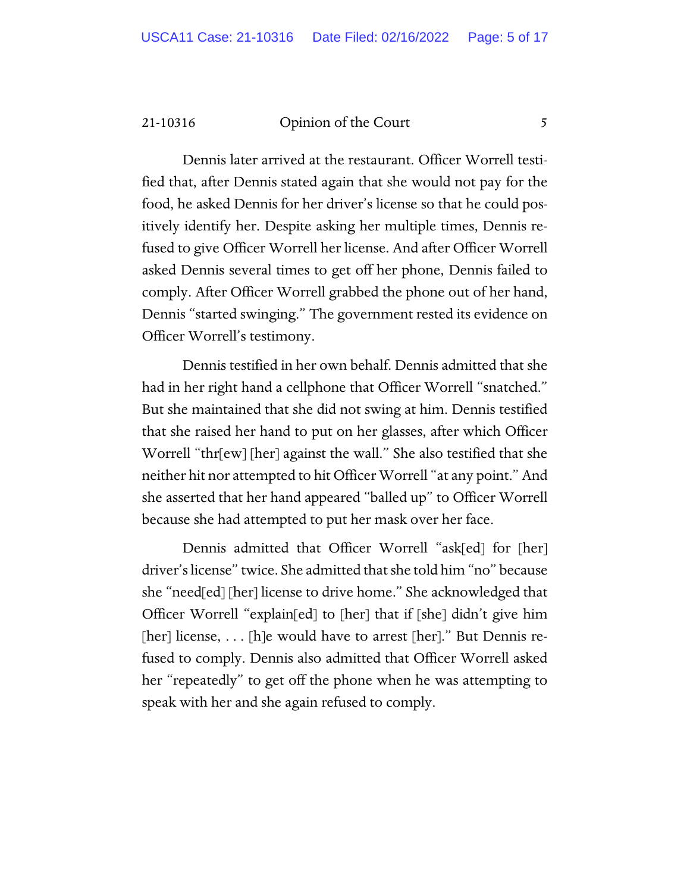Dennis later arrived at the restaurant. Officer Worrell testified that, after Dennis stated again that she would not pay for the food, he asked Dennis for her driver's license so that he could positively identify her. Despite asking her multiple times, Dennis refused to give Officer Worrell her license. And after Officer Worrell asked Dennis several times to get off her phone, Dennis failed to comply. After Officer Worrell grabbed the phone out of her hand, Dennis "started swinging." The government rested its evidence on Officer Worrell's testimony.

Dennis testified in her own behalf. Dennis admitted that she had in her right hand a cellphone that Officer Worrell "snatched." But she maintained that she did not swing at him. Dennis testified that she raised her hand to put on her glasses, after which Officer Worrell "thr[ew] [her] against the wall." She also testified that she neither hit nor attempted to hit Officer Worrell "at any point." And she asserted that her hand appeared "balled up" to Officer Worrell because she had attempted to put her mask over her face.

Dennis admitted that Officer Worrell "ask[ed] for [her] driver's license" twice. She admitted that she told him "no" because she "need[ed] [her] license to drive home." She acknowledged that Officer Worrell "explain[ed] to [her] that if [she] didn't give him [her] license, . . . [h]e would have to arrest [her]." But Dennis refused to comply. Dennis also admitted that Officer Worrell asked her "repeatedly" to get off the phone when he was attempting to speak with her and she again refused to comply.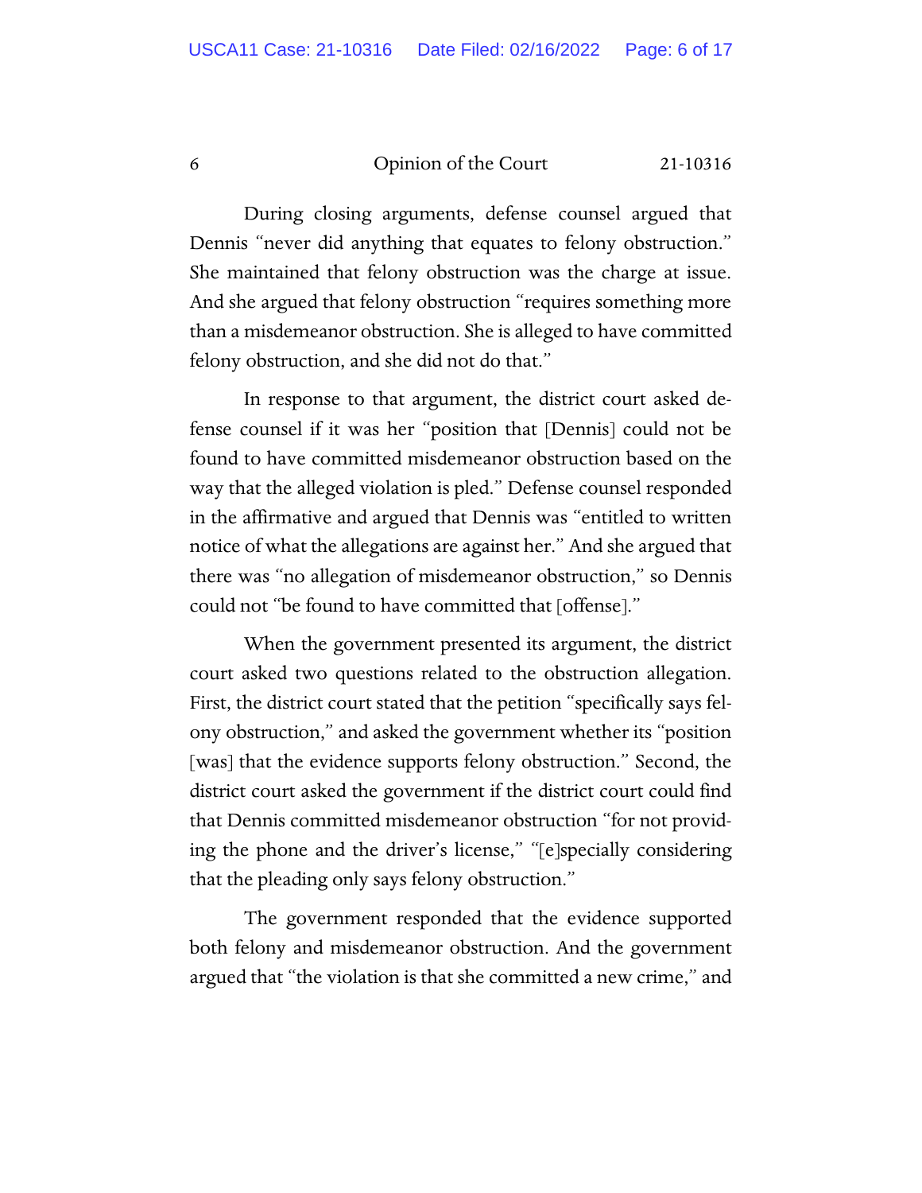During closing arguments, defense counsel argued that Dennis "never did anything that equates to felony obstruction." She maintained that felony obstruction was the charge at issue. And she argued that felony obstruction "requires something more than a misdemeanor obstruction. She is alleged to have committed felony obstruction, and she did not do that."

In response to that argument, the district court asked defense counsel if it was her "position that [Dennis] could not be found to have committed misdemeanor obstruction based on the way that the alleged violation is pled." Defense counsel responded in the affirmative and argued that Dennis was "entitled to written notice of what the allegations are against her." And she argued that there was "no allegation of misdemeanor obstruction," so Dennis could not "be found to have committed that [offense]."

When the government presented its argument, the district court asked two questions related to the obstruction allegation. First, the district court stated that the petition "specifically says felony obstruction," and asked the government whether its "position [was] that the evidence supports felony obstruction." Second, the district court asked the government if the district court could find that Dennis committed misdemeanor obstruction "for not providing the phone and the driver's license," "[e]specially considering that the pleading only says felony obstruction."

The government responded that the evidence supported both felony and misdemeanor obstruction. And the government argued that "the violation is that she committed a new crime," and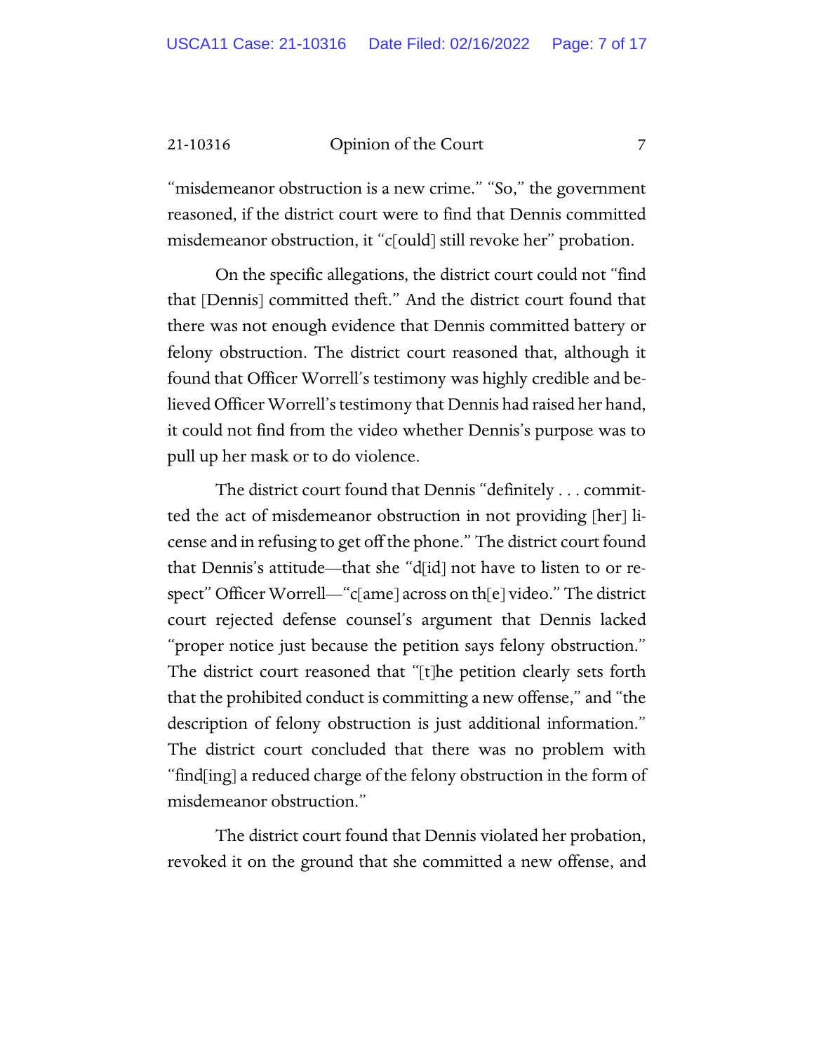"misdemeanor obstruction is a new crime." "So," the government reasoned, if the district court were to find that Dennis committed misdemeanor obstruction, it "c[ould] still revoke her" probation.

On the specific allegations, the district court could not "find that [Dennis] committed theft." And the district court found that there was not enough evidence that Dennis committed battery or felony obstruction. The district court reasoned that, although it found that Officer Worrell's testimony was highly credible and believed Officer Worrell's testimony that Dennis had raised her hand, it could not find from the video whether Dennis's purpose was to pull up her mask or to do violence.

The district court found that Dennis "definitely . . . committed the act of misdemeanor obstruction in not providing [her] license and in refusing to get off the phone." The district court found that Dennis's attitude—that she "d[id] not have to listen to or respect" Officer Worrell—"c[ame] across on th[e] video." The district court rejected defense counsel's argument that Dennis lacked "proper notice just because the petition says felony obstruction." The district court reasoned that "[t]he petition clearly sets forth that the prohibited conduct is committing a new offense," and "the description of felony obstruction is just additional information." The district court concluded that there was no problem with "find[ing] a reduced charge of the felony obstruction in the form of misdemeanor obstruction."

The district court found that Dennis violated her probation, revoked it on the ground that she committed a new offense, and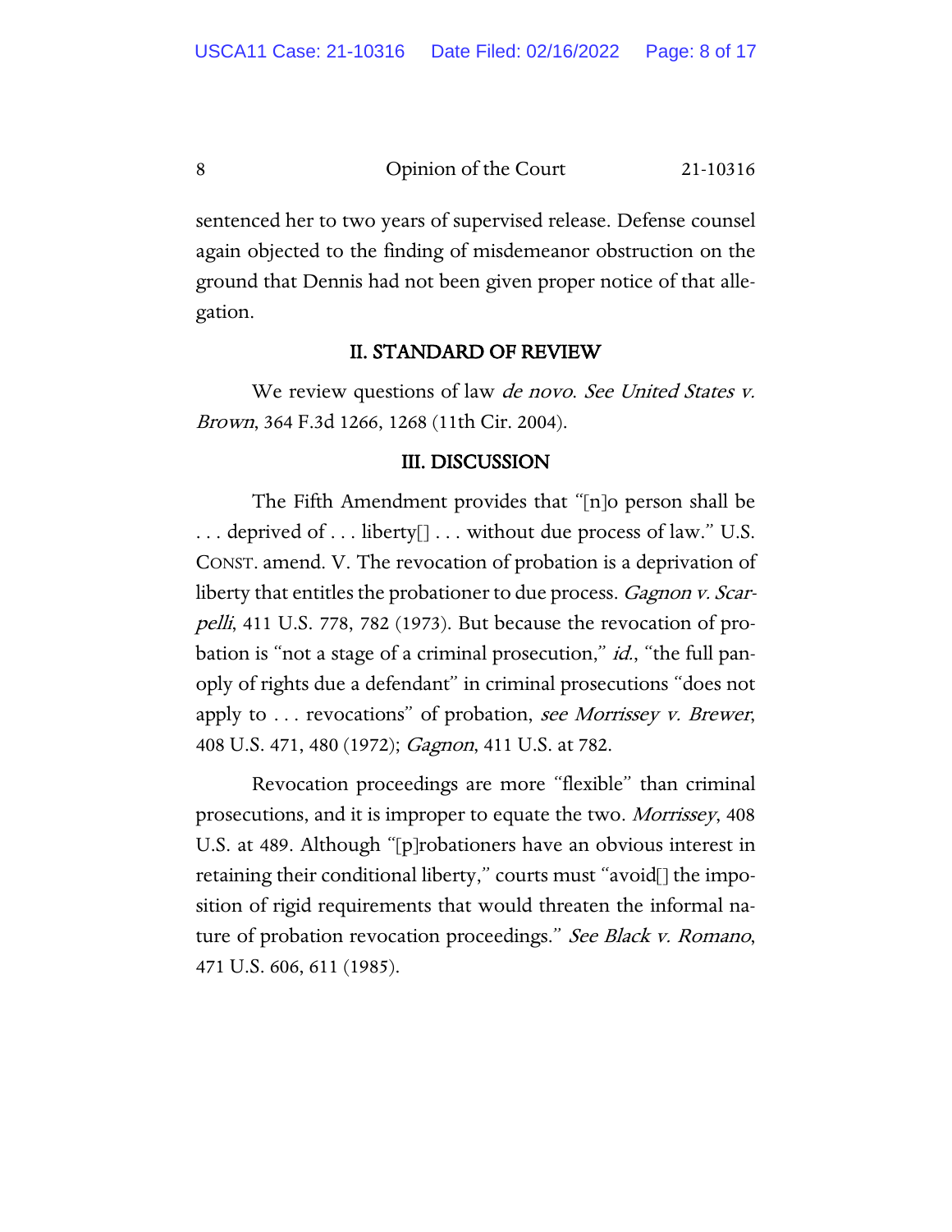sentenced her to two years of supervised release. Defense counsel again objected to the finding of misdemeanor obstruction on the ground that Dennis had not been given proper notice of that allegation.

## II. STANDARD OF REVIEW

We review questions of law *de novo*. *See United States v. Brown*, 364 F.3d 1266, 1268 (11th Cir. 2004).

## III. DISCUSSION

The Fifth Amendment provides that "[n]o person shall be . . . deprived of . . . liberty[] . . . without due process of law." U.S. CONST. amend. V. The revocation of probation is a deprivation of liberty that entitles the probationer to due process. *Gagnon v. Scarpelli*, 411 U.S. 778, 782 (1973). But because the revocation of probation is "not a stage of a criminal prosecution," *id.*, "the full panoply of rights due a defendant" in criminal prosecutions "does not apply to . . . revocations" of probation, *see Morrissey v. Brewer*, 408 U.S. 471, 480 (1972); *Gagnon*, 411 U.S. at 782.

Revocation proceedings are more "flexible" than criminal prosecutions, and it is improper to equate the two. *Morrissey*, 408 U.S. at 489. Although "[p]robationers have an obvious interest in retaining their conditional liberty," courts must "avoid[] the imposition of rigid requirements that would threaten the informal nature of probation revocation proceedings." *See Black v. Romano*, 471 U.S. 606, 611 (1985).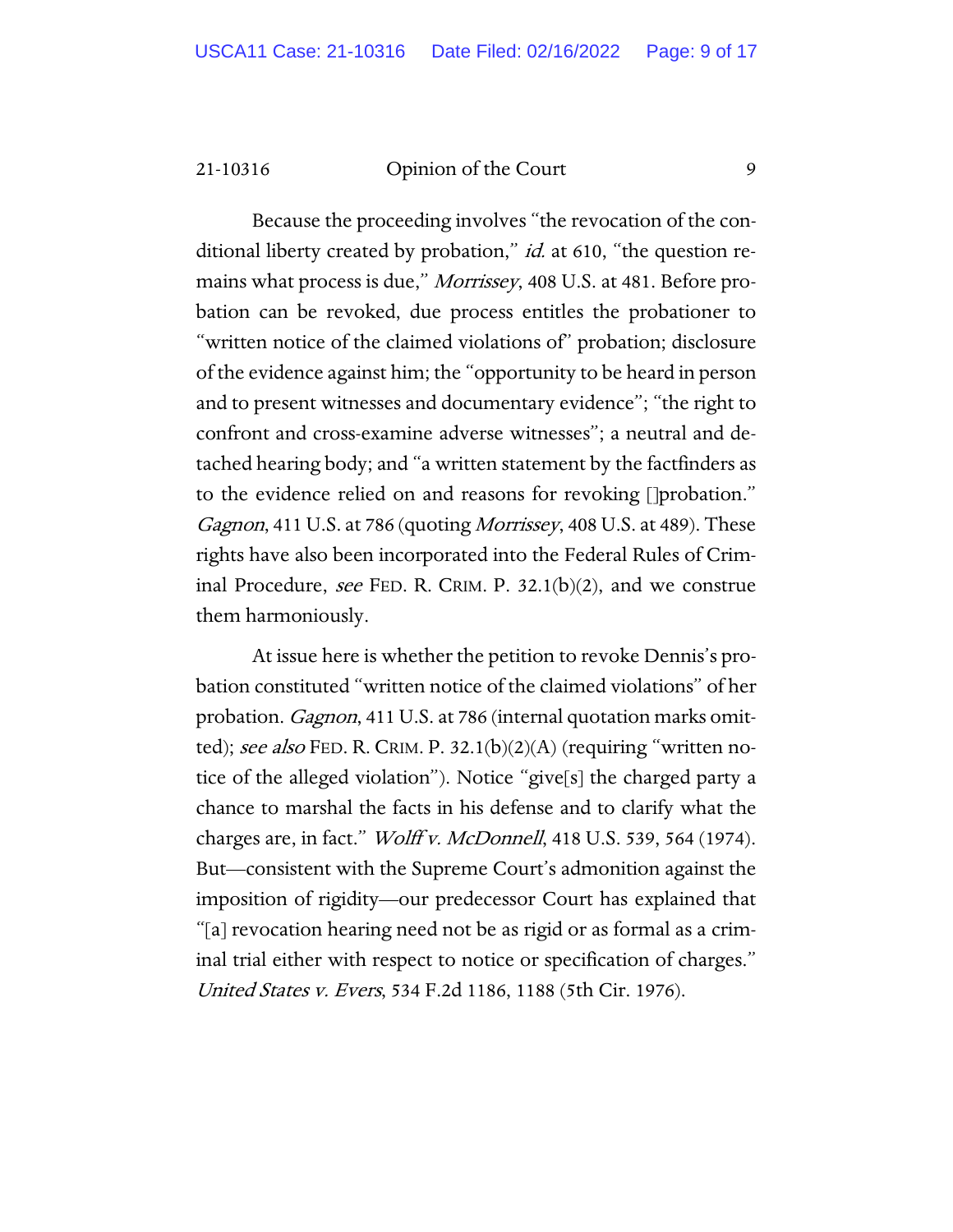Because the proceeding involves "the revocation of the conditional liberty created by probation," *id.* at 610, "the question remains what process is due," *Morrissey*, 408 U.S. at 481. Before probation can be revoked, due process entitles the probationer to "written notice of the claimed violations of" probation; disclosure of the evidence against him; the "opportunity to be heard in person and to present witnesses and documentary evidence"; "the right to confront and cross-examine adverse witnesses"; a neutral and detached hearing body; and "a written statement by the factfinders as to the evidence relied on and reasons for revoking []probation." *Gagnon*, 411 U.S. at 786 (quoting *Morrissey*, 408 U.S. at 489). These rights have also been incorporated into the Federal Rules of Criminal Procedure, *see* FED. R. CRIM. P. 32.1(b)(2), and we construe them harmoniously.

At issue here is whether the petition to revoke Dennis's probation constituted "written notice of the claimed violations" of her probation. *Gagnon*, 411 U.S. at 786 (internal quotation marks omitted); *see also* FED. R. CRIM. P. 32.1(b)(2)(A) (requiring "written notice of the alleged violation"). Notice "give[s] the charged party a chance to marshal the facts in his defense and to clarify what the charges are, in fact." *Wolff v. McDonnell*, 418 U.S. 539, 564 (1974). But—consistent with the Supreme Court's admonition against the imposition of rigidity—our predecessor Court has explained that "[a] revocation hearing need not be as rigid or as formal as a criminal trial either with respect to notice or specification of charges." *United States v. Evers*, 534 F.2d 1186, 1188 (5th Cir. 1976).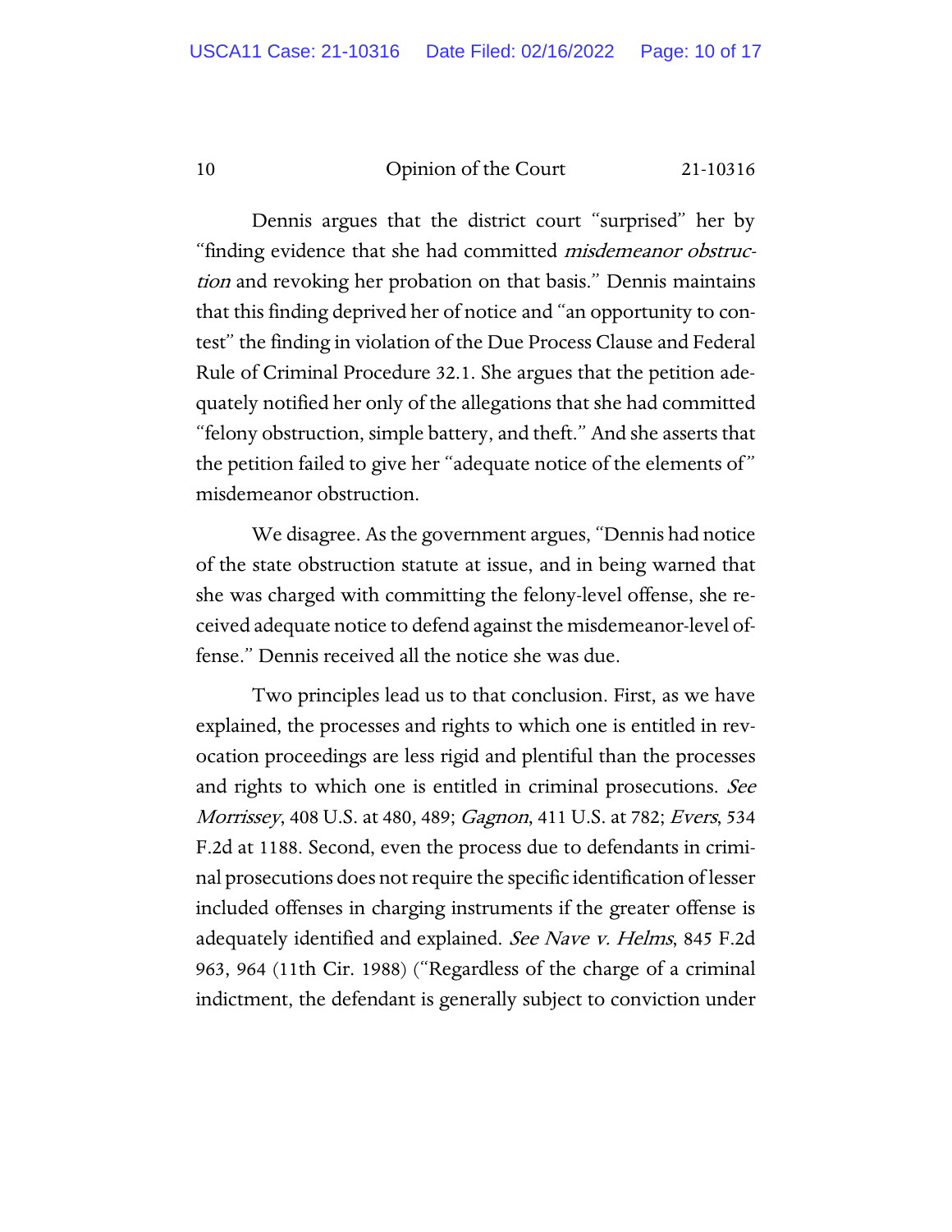Dennis argues that the district court "surprised" her by "finding evidence that she had committed *misdemeanor obstruction* and revoking her probation on that basis." Dennis maintains that this finding deprived her of notice and "an opportunity to contest" the finding in violation of the Due Process Clause and Federal Rule of Criminal Procedure 32.1. She argues that the petition adequately notified her only of the allegations that she had committed "felony obstruction, simple battery, and theft." And she asserts that the petition failed to give her "adequate notice of the elements of" misdemeanor obstruction.

We disagree. As the government argues, "Dennis had notice of the state obstruction statute at issue, and in being warned that she was charged with committing the felony-level offense, she received adequate notice to defend against the misdemeanor-level offense." Dennis received all the notice she was due.

Two principles lead us to that conclusion. First, as we have explained, the processes and rights to which one is entitled in revocation proceedings are less rigid and plentiful than the processes and rights to which one is entitled in criminal prosecutions. *See Morrissey*, 408 U.S. at 480, 489; *Gagnon*, 411 U.S. at 782; *Evers*, 534 F.2d at 1188. Second, even the process due to defendants in criminal prosecutions does not require the specific identification of lesser included offenses in charging instruments if the greater offense is adequately identified and explained. *See Nave v. Helms*, 845 F.2d 963, 964 (11th Cir. 1988) ("Regardless of the charge of a criminal indictment, the defendant is generally subject to conviction under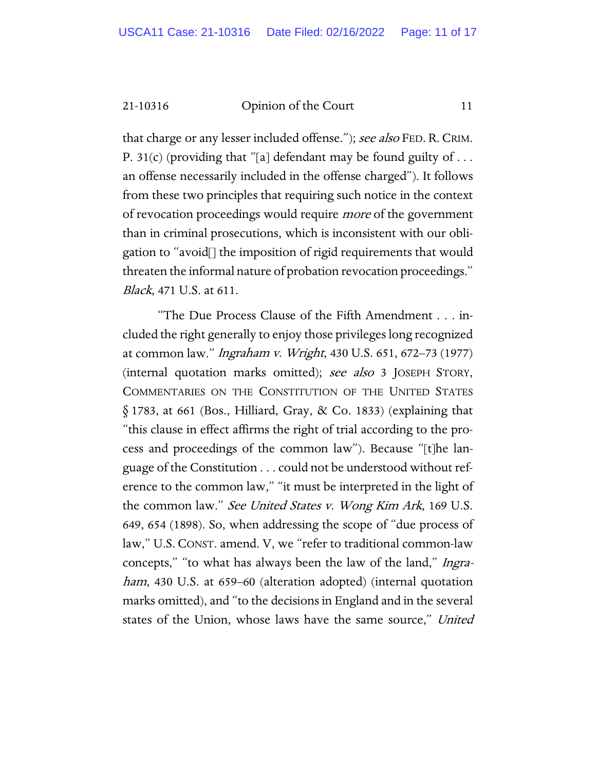that charge or any lesser included offense."); *see also* FED. R. CRIM. P. 31(c) (providing that "[a] defendant may be found guilty of . . . an offense necessarily included in the offense charged"). It follows from these two principles that requiring such notice in the context of revocation proceedings would require *more* of the government than in criminal prosecutions, which is inconsistent with our obligation to "avoid[] the imposition of rigid requirements that would threaten the informal nature of probation revocation proceedings." *Black*, 471 U.S. at 611.

"The Due Process Clause of the Fifth Amendment . . . included the right generally to enjoy those privileges long recognized at common law." *Ingraham v. Wright*, 430 U.S. 651, 672–73 (1977) (internal quotation marks omitted); *see also* 3 JOSEPH STORY, COMMENTARIES ON THE CONSTITUTION OF THE UNITED STATES § 1783, at 661 (Bos., Hilliard, Gray, & Co. 1833) (explaining that "this clause in effect affirms the right of trial according to the process and proceedings of the common law"). Because "[t]he language of the Constitution . . . could not be understood without reference to the common law," "it must be interpreted in the light of the common law." *See United States v. Wong Kim Ark*, 169 U.S. 649, 654 (1898). So, when addressing the scope of "due process of law," U.S. CONST. amend. V, we "refer to traditional common-law concepts," "to what has always been the law of the land," *Ingraham*, 430 U.S. at 659–60 (alteration adopted) (internal quotation marks omitted), and "to the decisions in England and in the several states of the Union, whose laws have the same source," *United*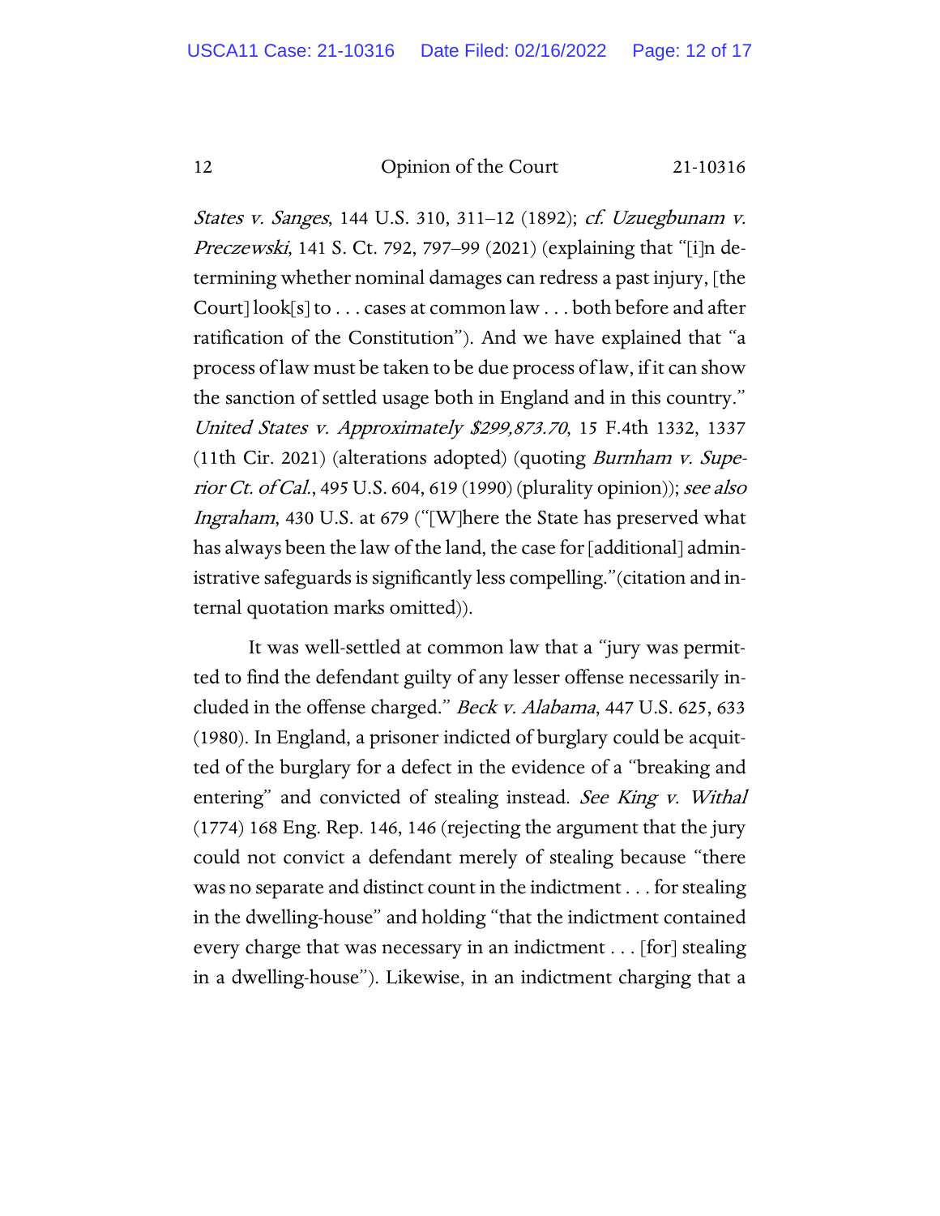*States v. Sanges*, 144 U.S. 310, 311–12 (1892); *cf. Uzuegbunam v. Preczewski*, 141 S. Ct. 792, 797–99 (2021) (explaining that "[i]n determining whether nominal damages can redress a past injury, [the Court] look[s] to . . . cases at common law . . . both before and after ratification of the Constitution"). And we have explained that "a process of law must be taken to be due process of law, if it can show the sanction of settled usage both in England and in this country." *United States v. Approximately $299,873.70*, 15 F.4th 1332, 1337 (11th Cir. 2021) (alterations adopted) (quoting *Burnham v. Superior Ct. of Cal.*, 495 U.S. 604, 619 (1990) (plurality opinion)); *see also Ingraham*, 430 U.S. at 679 ("[W]here the State has preserved what has always been the law of the land, the case for [additional] administrative safeguards is significantly less compelling." (citation and internal quotation marks omitted)).

It was well-settled at common law that a "jury was permitted to find the defendant guilty of any lesser offense necessarily included in the offense charged." *Beck v. Alabama*, 447 U.S. 625, 633 (1980). In England, a prisoner indicted of burglary could be acquitted of the burglary for a defect in the evidence of a "breaking and entering" and convicted of stealing instead. *See King v. Withal* (1774) 168 Eng. Rep. 146, 146 (rejecting the argument that the jury could not convict a defendant merely of stealing because "there was no separate and distinct count in the indictment . . . for stealing in the dwelling-house" and holding "that the indictment contained every charge that was necessary in an indictment . . . [for] stealing in a dwelling-house"). Likewise, in an indictment charging that a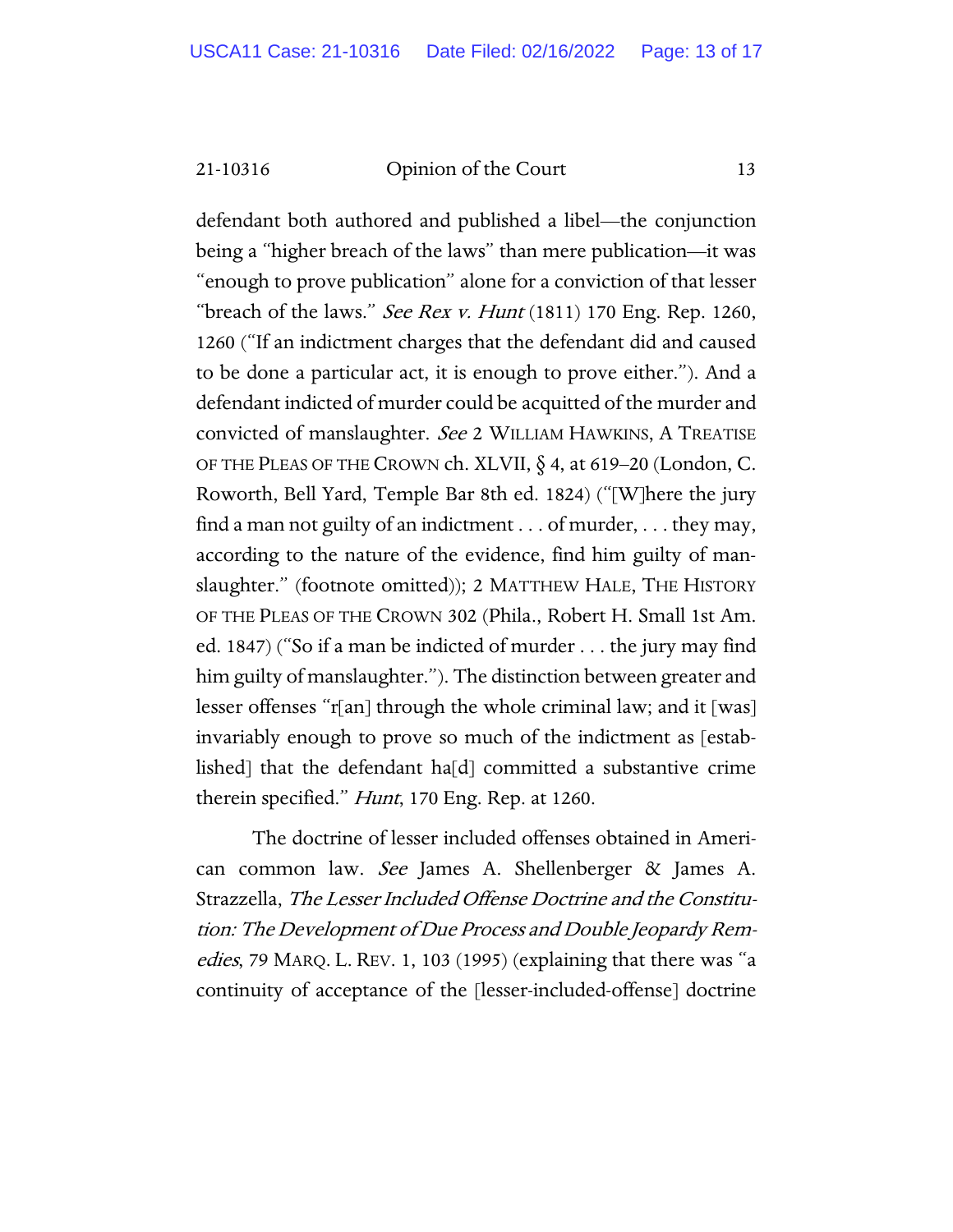defendant both authored and published a libel—the conjunction being a "higher breach of the laws" than mere publication—it was "enough to prove publication" alone for a conviction of that lesser "breach of the laws." *See Rex v. Hunt* (1811) 170 Eng. Rep. 1260, 1260 ("If an indictment charges that the defendant did and caused to be done a particular act, it is enough to prove either."). And a defendant indicted of murder could be acquitted of the murder and convicted of manslaughter. *See* 2 WILLIAM HAWKINS, A TREATISE OF THE PLEAS OF THE CROWN ch. XLVII, § 4, at 619–20 (London, C. Roworth, Bell Yard, Temple Bar 8th ed. 1824) ("[W]here the jury find a man not guilty of an indictment . . . of murder, . . . they may, according to the nature of the evidence, find him guilty of manslaughter." (footnote omitted)); 2 MATTHEW HALE, THE HISTORY OF THE PLEAS OF THE CROWN 302 (Phila., Robert H. Small 1st Am. ed. 1847) ("So if a man be indicted of murder . . . the jury may find him guilty of manslaughter."). The distinction between greater and lesser offenses "r[an] through the whole criminal law; and it [was] invariably enough to prove so much of the indictment as [established] that the defendant ha[d] committed a substantive crime therein specified." *Hunt*, 170 Eng. Rep. at 1260.

The doctrine of lesser included offenses obtained in American common law. *See* James A. Shellenberger & James A. Strazzella, *The Lesser Included Offense Doctrine and the Constitution: The Development of Due Process and Double Jeopardy Remedies*, 79 MARQ. L. REV. 1, 103 (1995) (explaining that there was "a continuity of acceptance of the [lesser-included-offense] doctrine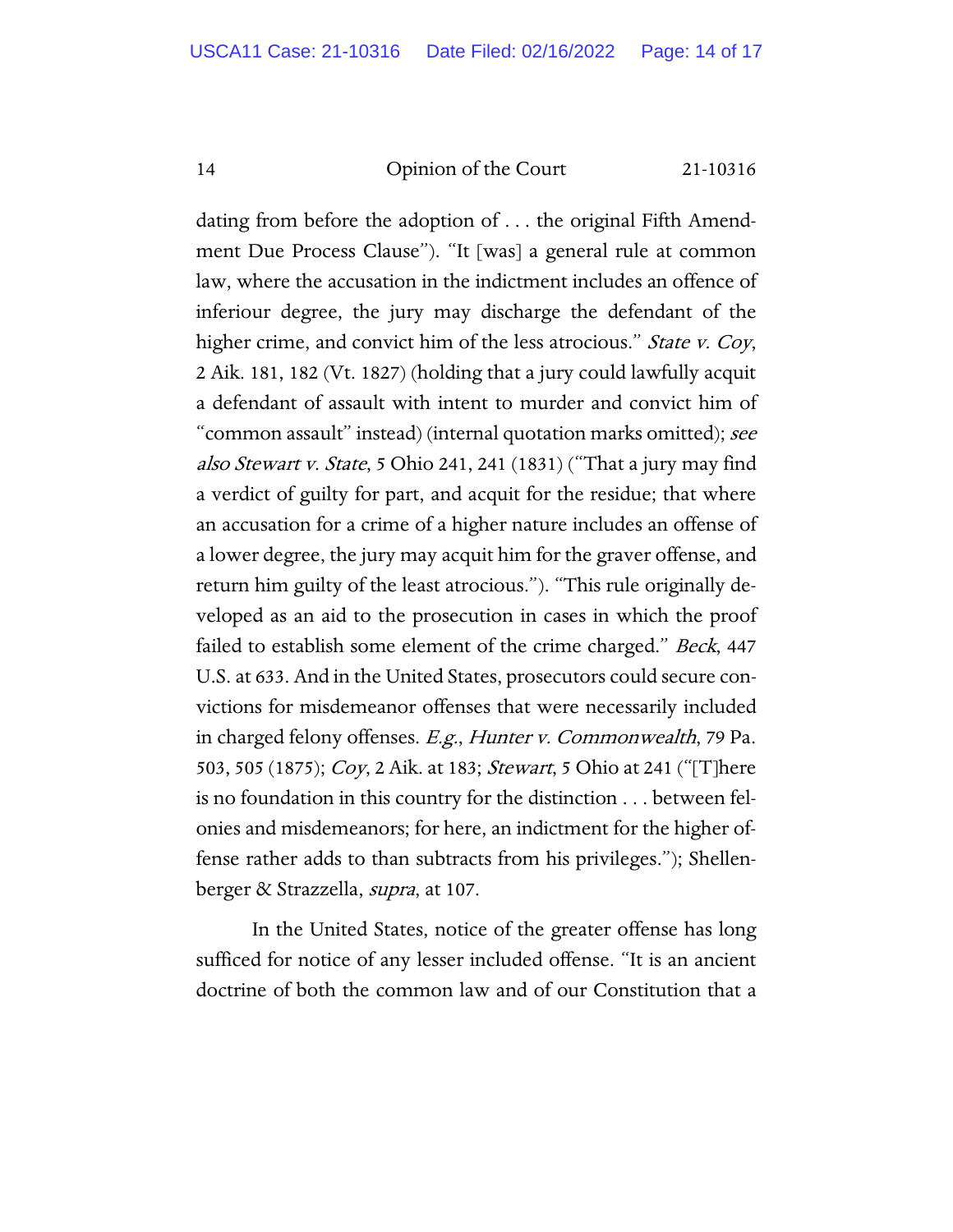dating from before the adoption of . . . the original Fifth Amendment Due Process Clause"). "It [was] a general rule at common law, where the accusation in the indictment includes an offence of inferiour degree, the jury may discharge the defendant of the higher crime, and convict him of the less atrocious." *State v. Coy*, 2 Aik. 181, 182 (Vt. 1827) (holding that a jury could lawfully acquit a defendant of assault with intent to murder and convict him of "common assault" instead) (internal quotation marks omitted); *see also Stewart v. State*, 5 Ohio 241, 241 (1831) ("That a jury may find a verdict of guilty for part, and acquit for the residue; that where an accusation for a crime of a higher nature includes an offense of a lower degree, the jury may acquit him for the graver offense, and return him guilty of the least atrocious."). "This rule originally developed as an aid to the prosecution in cases in which the proof failed to establish some element of the crime charged." *Beck*, 447 U.S. at 633. And in the United States, prosecutors could secure convictions for misdemeanor offenses that were necessarily included in charged felony offenses. *E.g.*, *Hunter v. Commonwealth*, 79 Pa. 503, 505 (1875); *Coy*, 2 Aik. at 183; *Stewart*, 5 Ohio at 241 ("[T]here is no foundation in this country for the distinction . . . between felonies and misdemeanors; for here, an indictment for the higher offense rather adds to than subtracts from his privileges."); Shellenberger & Strazzella, *supra*, at 107.

In the United States, notice of the greater offense has long sufficed for notice of any lesser included offense. "It is an ancient doctrine of both the common law and of our Constitution that a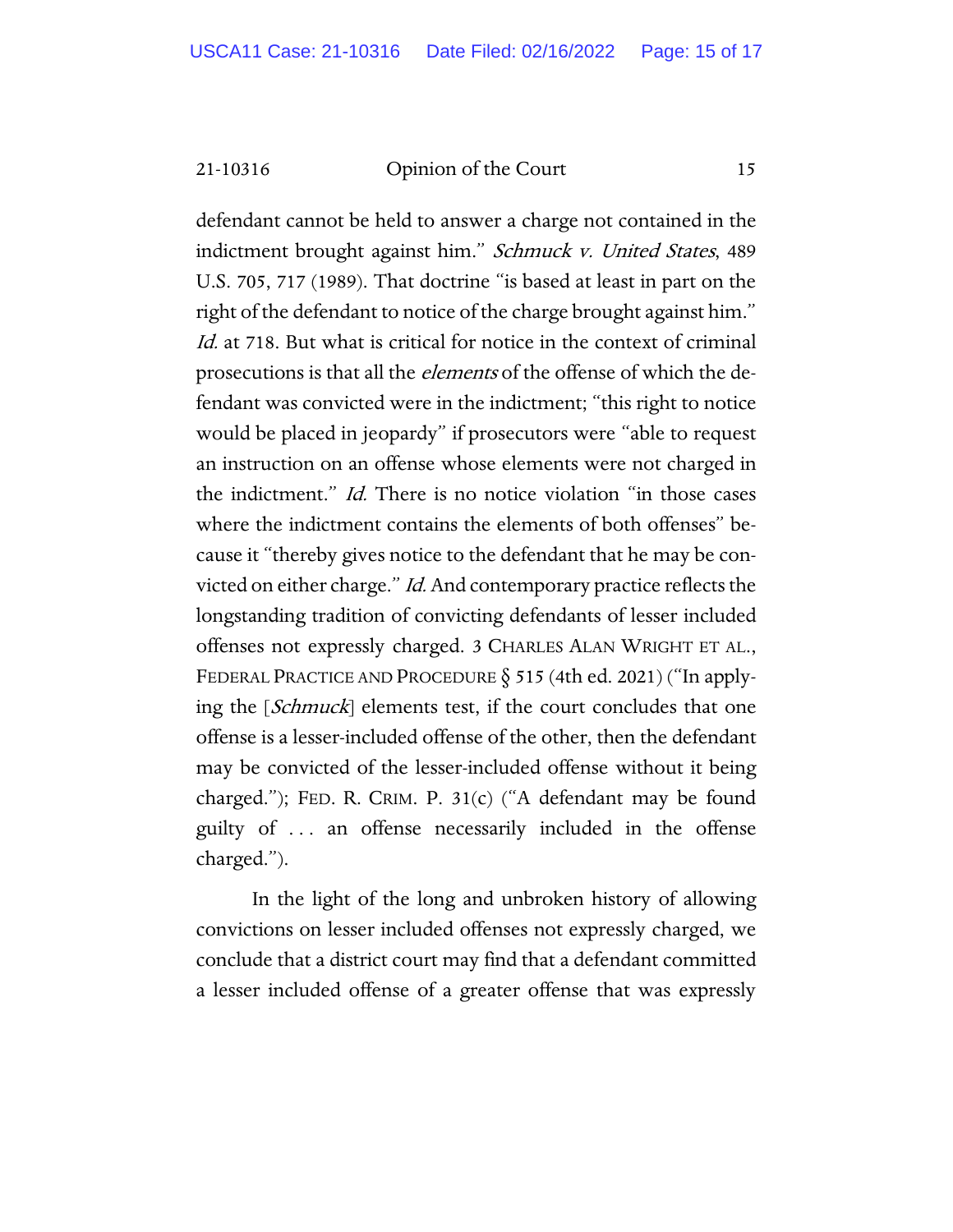defendant cannot be held to answer a charge not contained in the indictment brought against him." *Schmuck v. United States*, 489 U.S. 705, 717 (1989). That doctrine "is based at least in part on the right of the defendant to notice of the charge brought against him." *Id.* at 718. But what is critical for notice in the context of criminal prosecutions is that all the *elements* of the offense of which the defendant was convicted were in the indictment; "this right to notice would be placed in jeopardy" if prosecutors were "able to request an instruction on an offense whose elements were not charged in the indictment." *Id.* There is no notice violation "in those cases where the indictment contains the elements of both offenses" because it "thereby gives notice to the defendant that he may be convicted on either charge." *Id.* And contemporary practice reflects the longstanding tradition of convicting defendants of lesser included offenses not expressly charged. 3 CHARLES ALAN WRIGHT ET AL., FEDERAL PRACTICE AND PROCEDURE § 515 (4th ed. 2021) ("In applying the [*Schmuck*] elements test, if the court concludes that one offense is a lesser-included offense of the other, then the defendant may be convicted of the lesser-included offense without it being charged."); FED. R. CRIM. P. 31(c) ("A defendant may be found guilty of . . . an offense necessarily included in the offense charged.").

In the light of the long and unbroken history of allowing convictions on lesser included offenses not expressly charged, we conclude that a district court may find that a defendant committed a lesser included offense of a greater offense that was expressly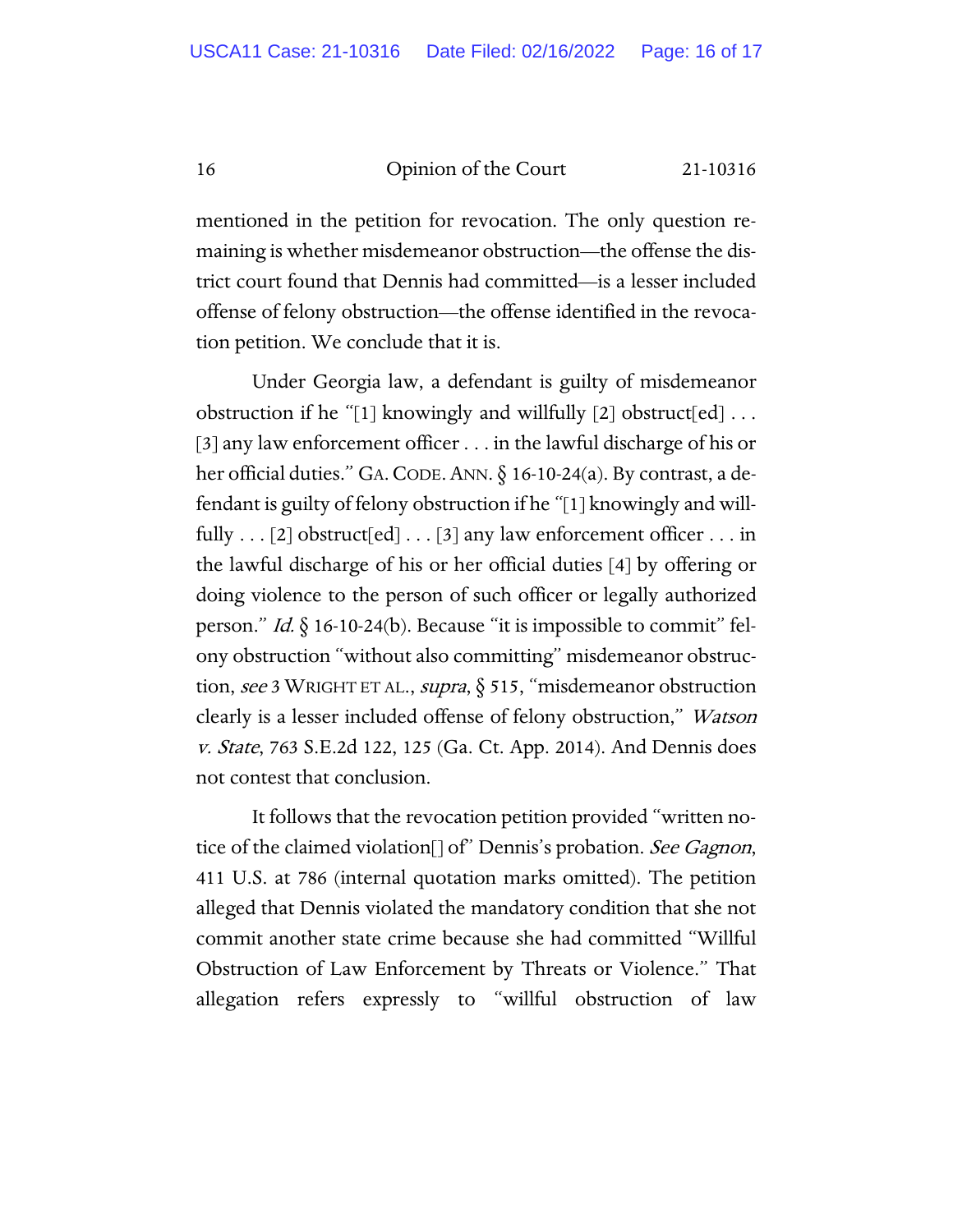mentioned in the petition for revocation. The only question remaining is whether misdemeanor obstruction—the offense the district court found that Dennis had committed—is a lesser included offense of felony obstruction—the offense identified in the revocation petition. We conclude that it is.

Under Georgia law, a defendant is guilty of misdemeanor obstruction if he "[1] knowingly and willfully [2] obstruct[ed] . . . [3] any law enforcement officer . . . in the lawful discharge of his or her official duties." GA. CODE. ANN. § 16-10-24(a). By contrast, a defendant is guilty of felony obstruction if he "[1] knowingly and willfully . . . [2] obstruct[ed] . . . [3] any law enforcement officer . . . in the lawful discharge of his or her official duties [4] by offering or doing violence to the person of such officer or legally authorized person." *Id.* § 16-10-24(b). Because "it is impossible to commit" felony obstruction "without also committing" misdemeanor obstruction, *see* 3 WRIGHT ET AL., *supra*, § 515, "misdemeanor obstruction clearly is a lesser included offense of felony obstruction," *Watson v. State*, 763 S.E.2d 122, 125 (Ga. Ct. App. 2014). And Dennis does not contest that conclusion.

It follows that the revocation petition provided "written notice of the claimed violation[] of" Dennis's probation. *See Gagnon*, 411 U.S. at 786 (internal quotation marks omitted). The petition alleged that Dennis violated the mandatory condition that she not commit another state crime because she had committed "Willful Obstruction of Law Enforcement by Threats or Violence." That allegation refers expressly to "willful obstruction of law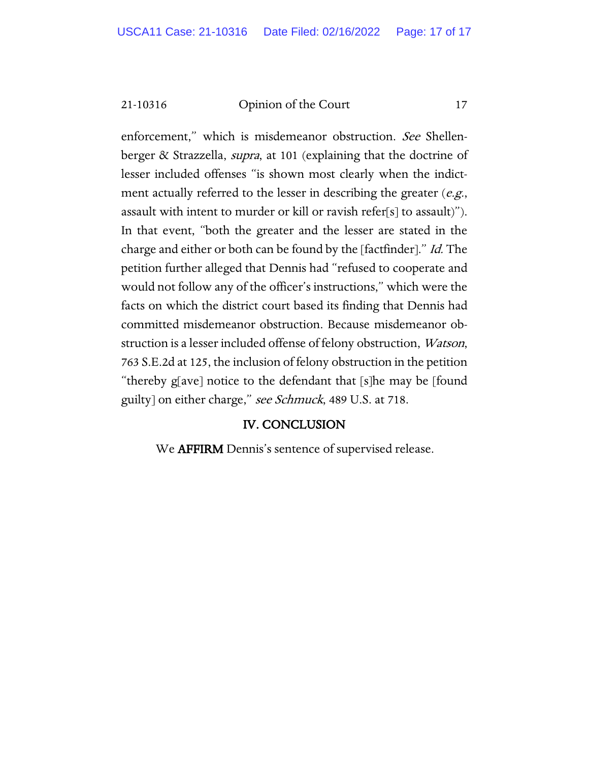enforcement," which is misdemeanor obstruction. *See* Shellenberger & Strazzella, *supra*, at 101 (explaining that the doctrine of lesser included offenses "is shown most clearly when the indictment actually referred to the lesser in describing the greater (*e.g.*, assault with intent to murder or kill or ravish refer[s] to assault)"). In that event, "both the greater and the lesser are stated in the charge and either or both can be found by the [factfinder]." *Id.* The petition further alleged that Dennis had "refused to cooperate and would not follow any of the officer's instructions," which were the facts on which the district court based its finding that Dennis had committed misdemeanor obstruction. Because misdemeanor obstruction is a lesser included offense of felony obstruction, *Watson*, 763 S.E.2d at 125, the inclusion of felony obstruction in the petition "thereby g[ave] notice to the defendant that [s]he may be [found guilty] on either charge," *see Schmuck*, 489 U.S. at 718.

## IV. CONCLUSION

We **AFFIRM** Dennis's sentence of supervised release.